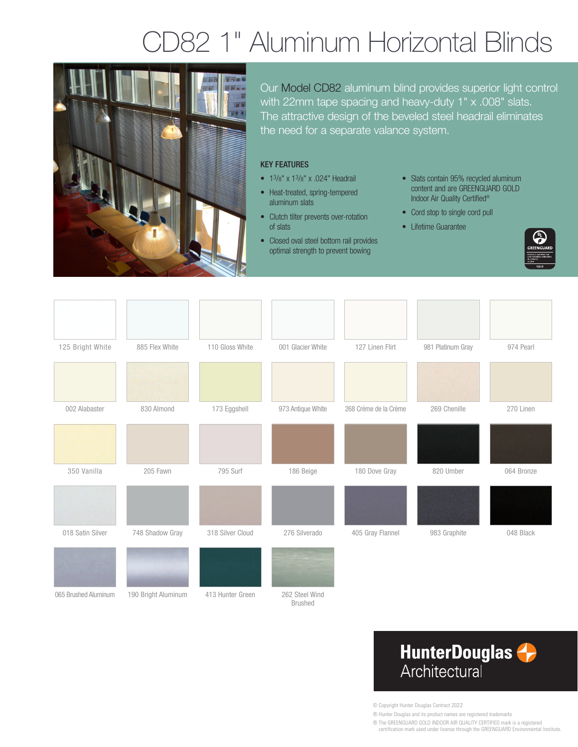# CD82 1" Aluminum Horizontal Blinds

Our Model CD82 aluminum blind provides superior light control with 22mm tape spacing and heavy-duty 1" x .008" slats. The attractive design of the beveled steel headrail eliminates the need for a separate valance system.

## KEY FEATURES

- 1³/₈" x 1³/₈" x .024" Headrail
- Heat-treated, spring-tempered aluminum slats
- Clutch tilter prevents over-rotation of slats
- Closed oval steel bottom rail provides optimal strength to prevent bowing
- Slats contain 95% recycled aluminum content and are GREENGUARD GOLD Indoor Air Quality Certified®
- Cord stop to single cord pull
- Lifetime Guarantee

| | | | | | | |
|---|---|---|---|---|---|---|
| 125 Bright White | 885 Flex White | 110 Gloss White | 001 Glacier White | 127 Linen Flirt | 981 Platinum Gray | 974 Pearl |
| 002 Alabaster | 830 Almond | 173 Eggshell | 973 Antique White | 268 Crème de la Crème | 269 Chenille | 270 Linen |
| 350 Vanilla | 205 Fawn | 795 Surf | 186 Beige | 180 Dove Gray | 820 Umber | 064 Bronze |
| 018 Satin Silver | 748 Shadow Gray | 318 Silver Cloud | 276 Silverado | 405 Gray Flannel | 983 Graphite | 048 Black |
| 065 Brushed Aluminum | 190 Bright Aluminum | 413 Hunter Green | 262 Steel Wind Brushed | | | |

**HunterDouglas Architectural**

© Copyright Hunter Douglas Contract 2022

® Hunter Douglas and its product names are registered trademarks

® The GREENGUARD GOLD INDOOR AIR QUALITY CERTIFIED mark is a registered certification mark used under license through the GREENGUARD Environmental Institute.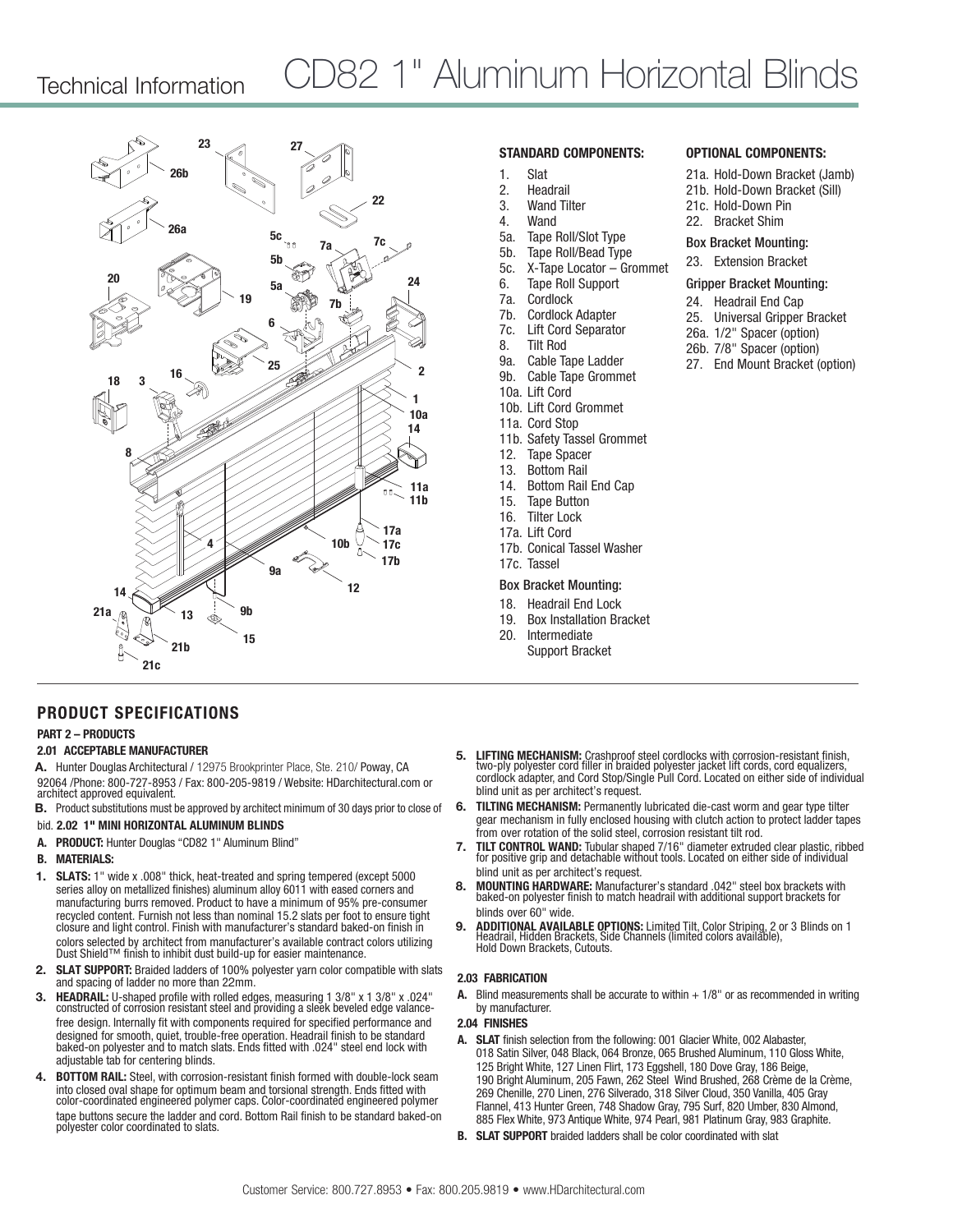# Technical Information CD82 1" Aluminum Horizontal Blinds

23
27
26b
22
26a
5c
7a
7c
5b
20
5a
24
19
7b
6
25
2
18
3
16
1
10a
14
8
11a
11b
17a
4
10b
17c
17b
9a
12
14
21a
13
9b
15
21b
21c

**STANDARD COMPONENTS:**

1. Slat
2. Headrail
3. Wand Tilter
4. Wand
5a. Tape Roll/Slot Type
5b. Tape Roll/Bead Type
5c. X-Tape Locator – Grommet
6. Tape Roll Support
7a. Cordlock
7b. Cordlock Adapter
7c. Lift Cord Separator
8. Tilt Rod
9a. Cable Tape Ladder
9b. Cable Tape Grommet
10a. Lift Cord
10b. Lift Cord Grommet
11a. Cord Stop
11b. Safety Tassel Grommet
12. Tape Spacer
13. Bottom Rail
14. Bottom Rail End Cap
15. Tape Button
16. Tilter Lock
17a. Lift Cord
17b. Conical Tassel Washer
17c. Tassel

Box Bracket Mounting:

18. Headrail End Lock
19. Box Installation Bracket
20. Intermediate Support Bracket

**OPTIONAL COMPONENTS:**

21a. Hold-Down Bracket (Jamb)
21b. Hold-Down Bracket (Sill)
21c. Hold-Down Pin
22. Bracket Shim

Box Bracket Mounting:

23. Extension Bracket

Gripper Bracket Mounting:

24. Headrail End Cap
25. Universal Gripper Bracket
26a. 1/2" Spacer (option)
26b. 7/8" Spacer (option)
27. End Mount Bracket (option)

## PRODUCT SPECIFICATIONS

**PART 2 – PRODUCTS**

**2.01 ACCEPTABLE MANUFACTURER**

**A.** Hunter Douglas Architectural / 12975 Brookprinter Place, Ste. 210/ Poway, CA 92064 /Phone: 800-727-8953 / Fax: 800-205-9819 / Website: HDarchitectural.com or architect approved equivalent.

**B.** Product substitutions must be approved by architect minimum of 30 days prior to close of bid.

**2.02 1" MINI HORIZONTAL ALUMINUM BLINDS**

**A. PRODUCT:** Hunter Douglas "CD82 1" Aluminum Blind"

**B. MATERIALS:**

1. **SLATS:** 1" wide x .008" thick, heat-treated and spring tempered (except 5000 series alloy on metallized finishes) aluminum alloy 6011 with eased corners and manufacturing burrs removed. Product to have a minimum of 95% pre-consumer recycled content. Furnish not less than nominal 15.2 slats per foot to ensure tight closure and light control. Finish with manufacturer's standard baked-on finish in colors selected by architect from manufacturer's available contract colors utilizing Dust Shield™ finish to inhibit dust build-up for easier maintenance.
2. **SLAT SUPPORT:** Braided ladders of 100% polyester yarn color compatible with slats and spacing of ladder no more than 22mm.
3. **HEADRAIL:** U-shaped profile with rolled edges, measuring 1 3/8" x 1 3/8" x .024" constructed of corrosion resistant steel and providing a sleek beveled edge valance-free design. Internally fit with components required for specified performance and designed for smooth, quiet, trouble-free operation. Headrail finish to be standard baked-on polyester and to match slats. Ends fitted with .024" steel end lock with adjustable tab for centering blinds.
4. **BOTTOM RAIL:** Steel, with corrosion-resistant finish formed with double-lock seam into closed oval shape for optimum beam and torsional strength. Ends fitted with color-coordinated engineered polymer caps. Color-coordinated engineered polymer tape buttons secure the ladder and cord. Bottom Rail finish to be standard baked-on polyester color coordinated to slats.
5. **LIFTING MECHANISM:** Crashproof steel cordlocks with corrosion-resistant finish, two-ply polyester cord filler in braided polyester jacket lift cords, cord equalizers, cordlock adapter, and Cord Stop/Single Pull Cord. Located on either side of individual blind unit as per architect's request.
6. **TILTING MECHANISM:** Permanently lubricated die-cast worm and gear type tilter gear mechanism in fully enclosed housing with clutch action to protect ladder tapes from over rotation of the solid steel, corrosion resistant tilt rod.
7. **TILT CONTROL WAND:** Tubular shaped 7/16" diameter extruded clear plastic, ribbed for positive grip and detachable without tools. Located on either side of individual blind unit as per architect's request.
8. **MOUNTING HARDWARE:** Manufacturer's standard .042" steel box brackets with baked-on polyester finish to match headrail with additional support brackets for blinds over 60" wide.
9. **ADDITIONAL AVAILABLE OPTIONS:** Limited Tilt, Color Striping, 2 or 3 Blinds on 1 Headrail, Hidden Brackets, Side Channels (limited colors available), Hold Down Brackets, Cutouts.

**2.03 FABRICATION**

**A.** Blind measurements shall be accurate to within + 1/8" or as recommended in writing by manufacturer.

**2.04 FINISHES**

**A. SLAT** finish selection from the following: 001 Glacier White, 002 Alabaster, 018 Satin Silver, 048 Black, 064 Bronze, 065 Brushed Aluminum, 110 Gloss White, 125 Bright White, 127 Linen Flirt, 173 Eggshell, 180 Dove Gray, 186 Beige, 190 Bright Aluminum, 205 Fawn, 262 Steel Wind Brushed, 268 Crème de la Crème, 269 Chenille, 270 Linen, 276 Silverado, 318 Silver Cloud, 350 Vanilla, 405 Gray Flannel, 413 Hunter Green, 748 Shadow Gray, 795 Surf, 820 Umber, 830 Almond, 885 Flex White, 973 Antique White, 974 Pearl, 981 Platinum Gray, 983 Graphite.

**B. SLAT SUPPORT** braided ladders shall be color coordinated with slat